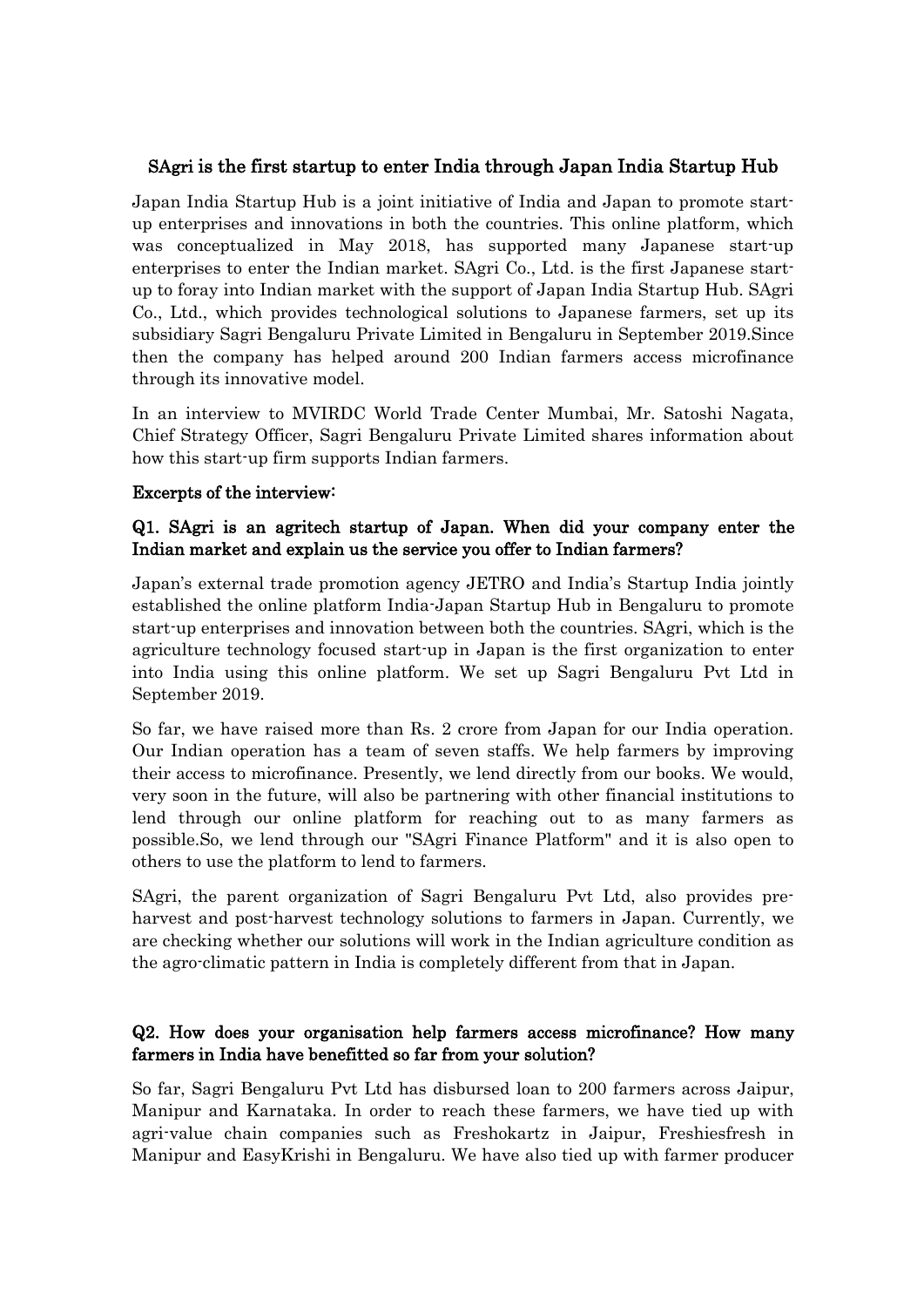## SAgri is the first startup to enter India through Japan India Startup Hub

Japan India Startup Hub is a joint initiative of India and Japan to promote start-up enterprises and innovations in both the countries. This online platform, which was conceptualized in May 2018, has supported many Japanese start-up enterprises to enter the Indian market. SAgri Co., Ltd. is the first Japanese start-up to foray into Indian market with the support of Japan India Startup Hub. SAgri Co., Ltd., which provides technological solutions to Japanese farmers, set up its subsidiary Sagri Bengaluru Private Limited in Bengaluru in September 2019.Since then the company has helped around 200 Indian farmers access microfinance through its innovative model.

In an interview to MVIRDC World Trade Center Mumbai, Mr. Satoshi Nagata, Chief Strategy Officer, Sagri Bengaluru Private Limited shares information about how this start-up firm supports Indian farmers.

### Excerpts of the interview:

### Q1. SAgri is an agritech startup of Japan. When did your company enter the Indian market and explain us the service you offer to Indian farmers?

Japan's external trade promotion agency JETRO and India's Startup India jointly established the online platform India-Japan Startup Hub in Bengaluru to promote start-up enterprises and innovation between both the countries. SAgri, which is the agriculture technology focused start-up in Japan is the first organization to enter into India using this online platform. We set up Sagri Bengaluru Pvt Ltd in September 2019.

So far, we have raised more than Rs. 2 crore from Japan for our India operation. Our Indian operation has a team of seven staffs. We help farmers by improving their access to microfinance. Presently, we lend directly from our books. We would, very soon in the future, will also be partnering with other financial institutions to lend through our online platform for reaching out to as many farmers as possible.So, we lend through our "SAgri Finance Platform" and it is also open to others to use the platform to lend to farmers.

SAgri, the parent organization of Sagri Bengaluru Pvt Ltd, also provides pre-harvest and post-harvest technology solutions to farmers in Japan. Currently, we are checking whether our solutions will work in the Indian agriculture condition as the agro-climatic pattern in India is completely different from that in Japan.

### Q2. How does your organisation help farmers access microfinance? How many farmers in India have benefitted so far from your solution?

So far, Sagri Bengaluru Pvt Ltd has disbursed loan to 200 farmers across Jaipur, Manipur and Karnataka. In order to reach these farmers, we have tied up with agri-value chain companies such as Freshokartz in Jaipur, Freshiesfresh in Manipur and EasyKrishi in Bengaluru. We have also tied up with farmer producer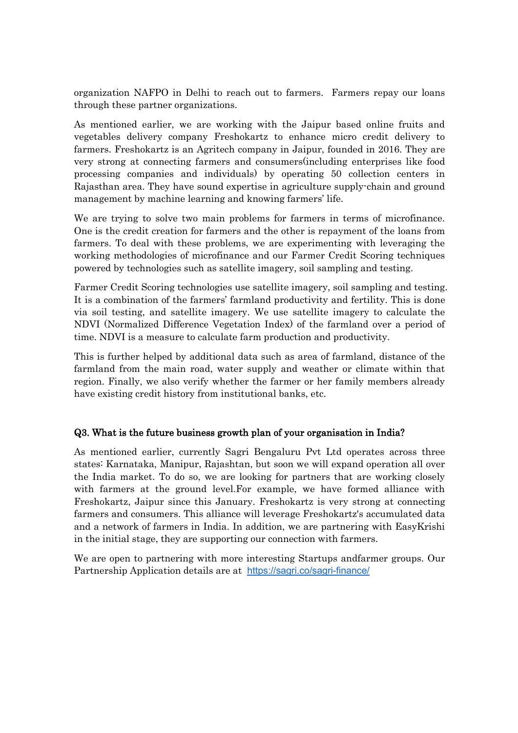organization NAFPO in Delhi to reach out to farmers. Farmers repay our loans through these partner organizations.

As mentioned earlier, we are working with the Jaipur based online fruits and vegetables delivery company Freshokartz to enhance micro credit delivery to farmers. Freshokartz is an Agritech company in Jaipur, founded in 2016. They are very strong at connecting farmers and consumers(including enterprises like food processing companies and individuals) by operating 50 collection centers in Rajasthan area. They have sound expertise in agriculture supply-chain and ground management by machine learning and knowing farmers' life.

We are trying to solve two main problems for farmers in terms of microfinance. One is the credit creation for farmers and the other is repayment of the loans from farmers. To deal with these problems, we are experimenting with leveraging the working methodologies of microfinance and our Farmer Credit Scoring techniques powered by technologies such as satellite imagery, soil sampling and testing.

Farmer Credit Scoring technologies use satellite imagery, soil sampling and testing. It is a combination of the farmers' farmland productivity and fertility. This is done via soil testing, and satellite imagery. We use satellite imagery to calculate the NDVI (Normalized Difference Vegetation Index) of the farmland over a period of time. NDVI is a measure to calculate farm production and productivity.

This is further helped by additional data such as area of farmland, distance of the farmland from the main road, water supply and weather or climate within that region. Finally, we also verify whether the farmer or her family members already have existing credit history from institutional banks, etc.

### Q3. What is the future business growth plan of your organisation in India?

As mentioned earlier, currently Sagri Bengaluru Pvt Ltd operates across three states: Karnataka, Manipur, Rajashtan, but soon we will expand operation all over the India market. To do so, we are looking for partners that are working closely with farmers at the ground level.For example, we have formed alliance with Freshokartz, Jaipur since this January. Freshokartz is very strong at connecting farmers and consumers. This alliance will leverage Freshokartz's accumulated data and a network of farmers in India. In addition, we are partnering with EasyKrishi in the initial stage, they are supporting our connection with farmers.

We are open to partnering with more interesting Startups andfarmer groups. Our Partnership Application details are at [https://sagri.co/sagri-finance/](https://sagri.co/sagri-finance/)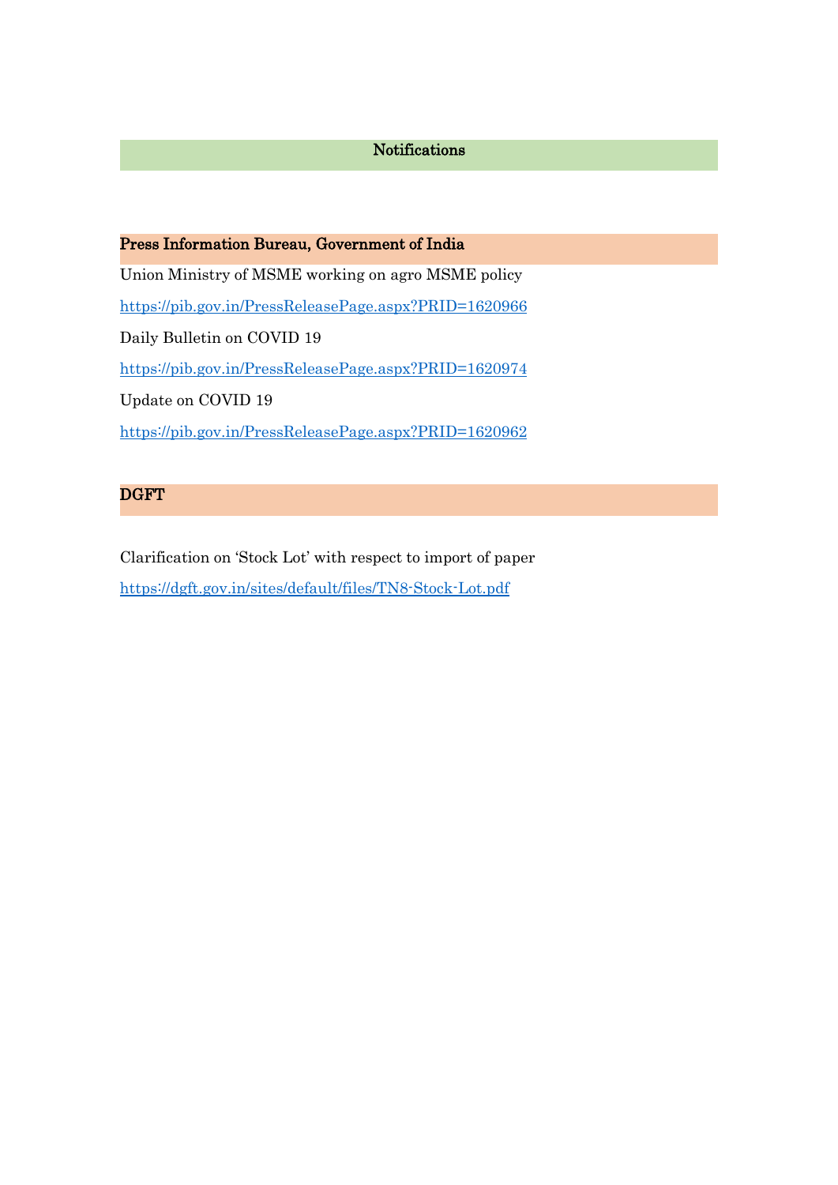## Notifications

### Press Information Bureau, Government of India

Union Ministry of MSME working on agro MSME policy

https://pib.gov.in/PressReleasePage.aspx?PRID=1620966

Daily Bulletin on COVID 19

https://pib.gov.in/PressReleasePage.aspx?PRID=1620974

Update on COVID 19

https://pib.gov.in/PressReleasePage.aspx?PRID=1620962

### DGFT

Clarification on 'Stock Lot' with respect to import of paper

https://dgft.gov.in/sites/default/files/TN8-Stock-Lot.pdf